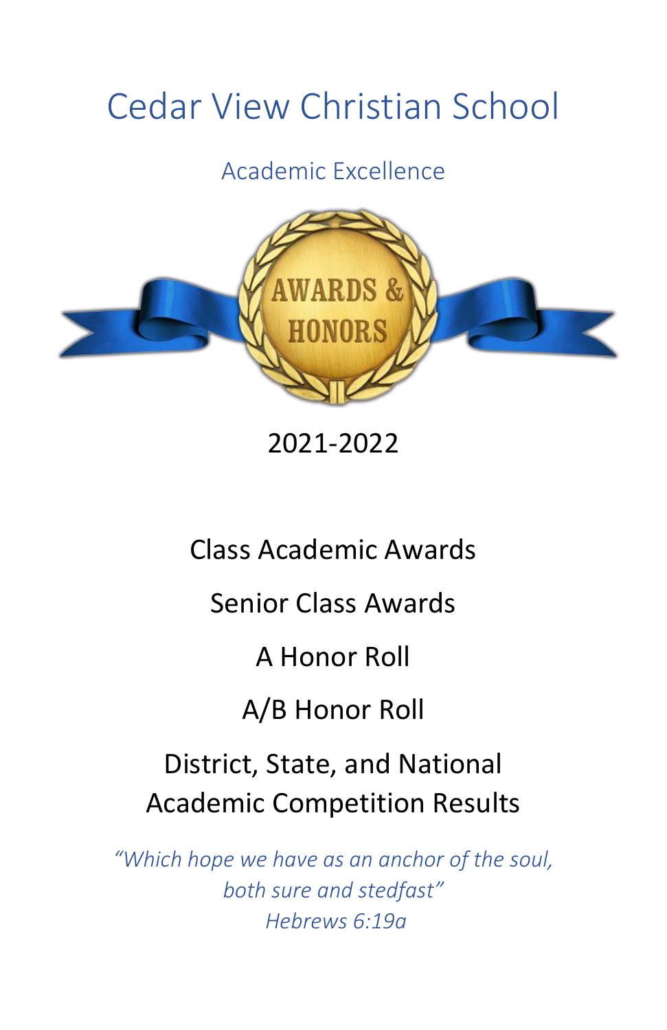# Cedar View Christian School

## Academic Excellence

AWARDS & HONORS

2021-2022

Class Academic Awards

Senior Class Awards

A Honor Roll

A/B Honor Roll

District, State, and National Academic Competition Results

*"Which hope we have as an anchor of the soul, both sure and stedfast"*
*Hebrews 6:19a*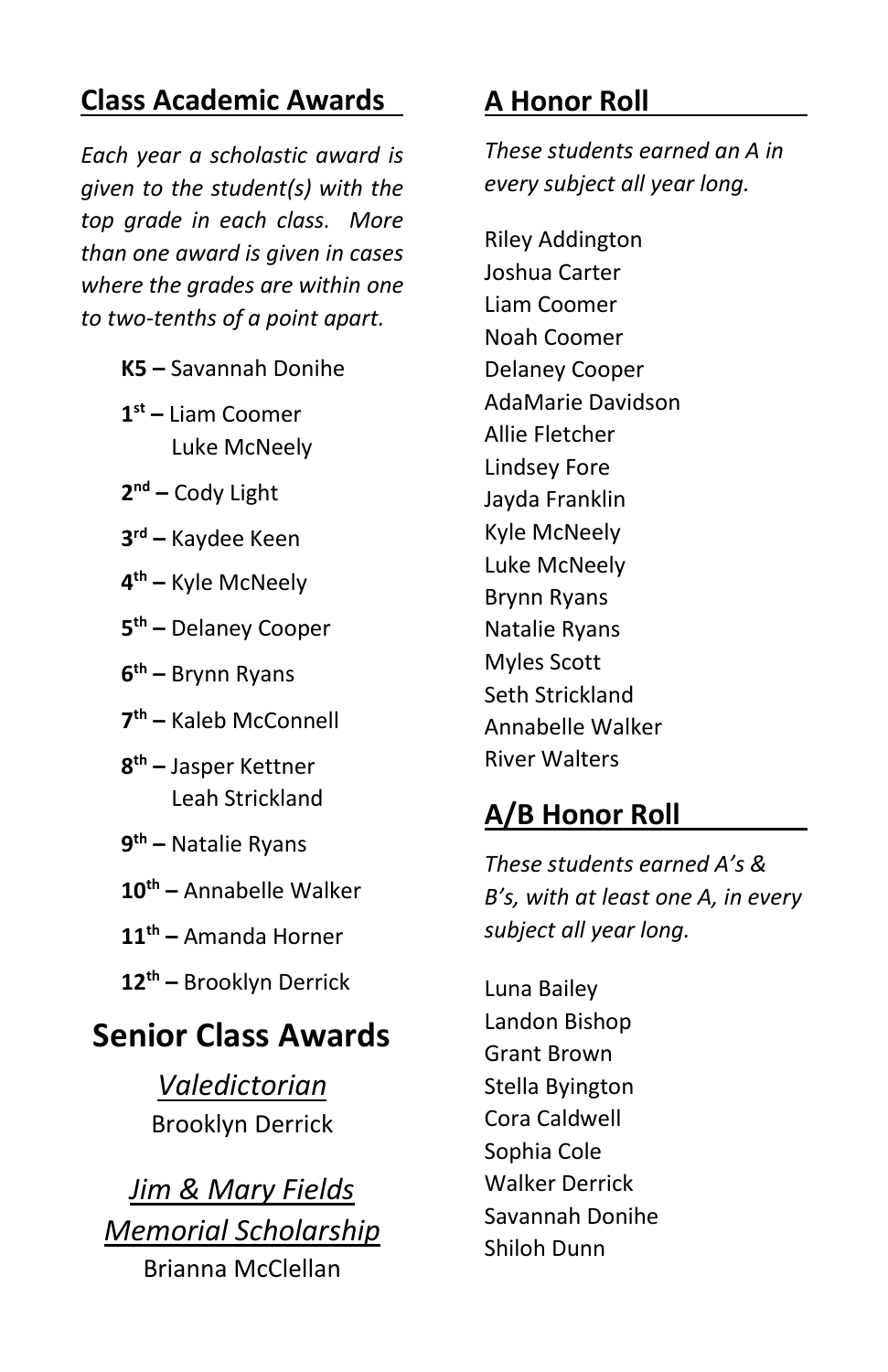## Class Academic Awards

*Each year a scholastic award is given to the student(s) with the top grade in each class. More than one award is given in cases where the grades are within one to two-tenths of a point apart.*

**K5 –** Savannah Donihe

**1st –** Liam Coomer
Luke McNeely

**2nd –** Cody Light

**3rd –** Kaydee Keen

**4th –** Kyle McNeely

**5th –** Delaney Cooper

**6th –** Brynn Ryans

**7th –** Kaleb McConnell

**8th –** Jasper Kettner
Leah Strickland

**9th –** Natalie Ryans

**10th –** Annabelle Walker

**11th –** Amanda Horner

**12th –** Brooklyn Derrick

# Senior Class Awards

*Valedictorian*
Brooklyn Derrick

*Jim & Mary Fields Memorial Scholarship*
Brianna McClellan

## A Honor Roll

*These students earned an A in every subject all year long.*

Riley Addington
Joshua Carter
Liam Coomer
Noah Coomer
Delaney Cooper
AdaMarie Davidson
Allie Fletcher
Lindsey Fore
Jayda Franklin
Kyle McNeely
Luke McNeely
Brynn Ryans
Natalie Ryans
Myles Scott
Seth Strickland
Annabelle Walker
River Walters

## A/B Honor Roll

*These students earned A's & B's, with at least one A, in every subject all year long.*

Luna Bailey
Landon Bishop
Grant Brown
Stella Byington
Cora Caldwell
Sophia Cole
Walker Derrick
Savannah Donihe
Shiloh Dunn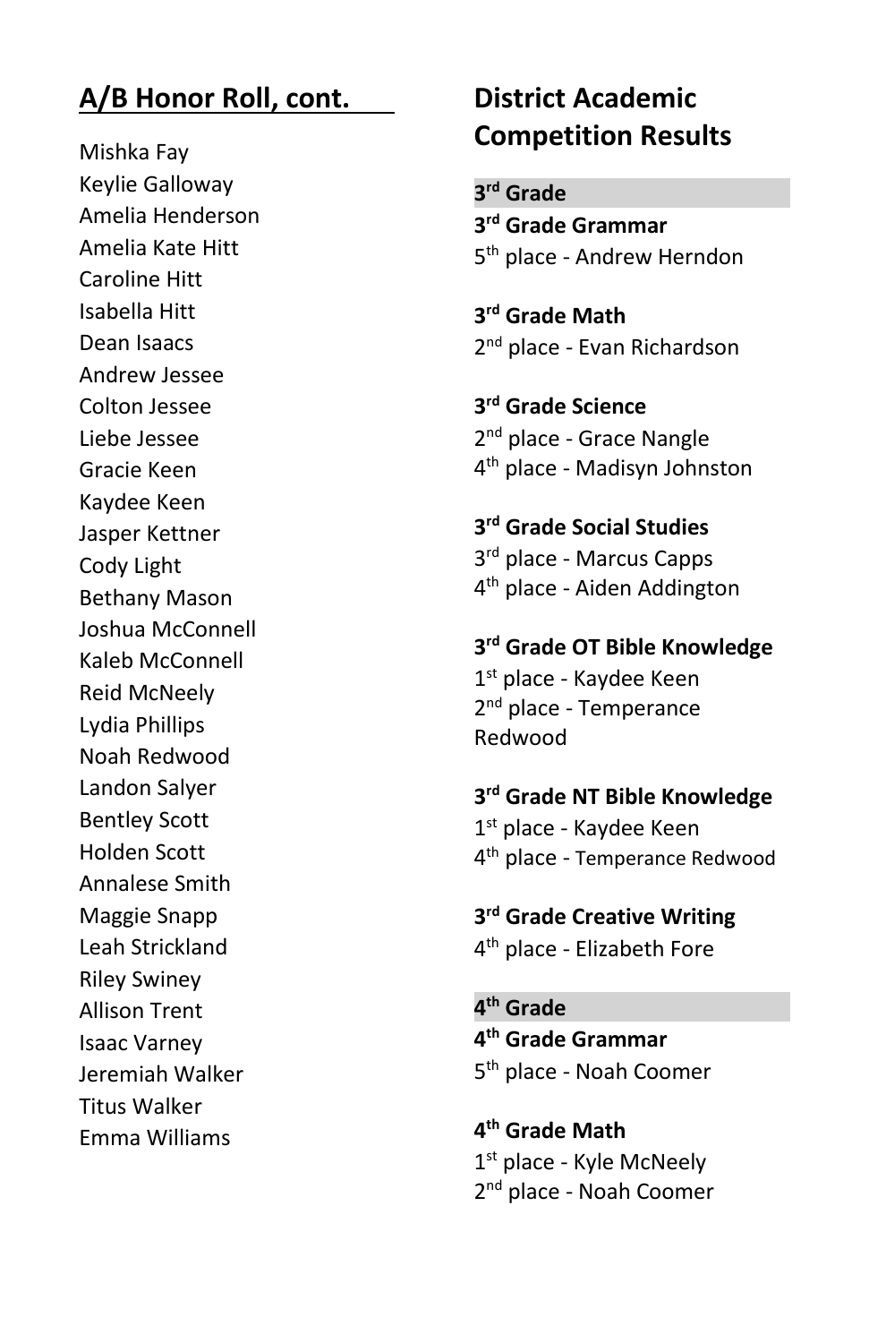## A/B Honor Roll, cont.

Mishka Fay
Keylie Galloway
Amelia Henderson
Amelia Kate Hitt
Caroline Hitt
Isabella Hitt
Dean Isaacs
Andrew Jessee
Colton Jessee
Liebe Jessee
Gracie Keen
Kaydee Keen
Jasper Kettner
Cody Light
Bethany Mason
Joshua McConnell
Kaleb McConnell
Reid McNeely
Lydia Phillips
Noah Redwood
Landon Salyer
Bentley Scott
Holden Scott
Annalese Smith
Maggie Snapp
Leah Strickland
Riley Swiney
Allison Trent
Isaac Varney
Jeremiah Walker
Titus Walker
Emma Williams

## District Academic Competition Results

### 3rd Grade

**3rd Grade Grammar**
5th place - Andrew Herndon

**3rd Grade Math**
2nd place - Evan Richardson

**3rd Grade Science**
2nd place - Grace Nangle
4th place - Madisyn Johnston

**3rd Grade Social Studies**
3rd place - Marcus Capps
4th place - Aiden Addington

**3rd Grade OT Bible Knowledge**
1st place - Kaydee Keen
2nd place - Temperance Redwood

**3rd Grade NT Bible Knowledge**
1st place - Kaydee Keen
4th place - Temperance Redwood

**3rd Grade Creative Writing**
4th place - Elizabeth Fore

### 4th Grade

**4th Grade Grammar**
5th place - Noah Coomer

**4th Grade Math**
1st place - Kyle McNeely
2nd place - Noah Coomer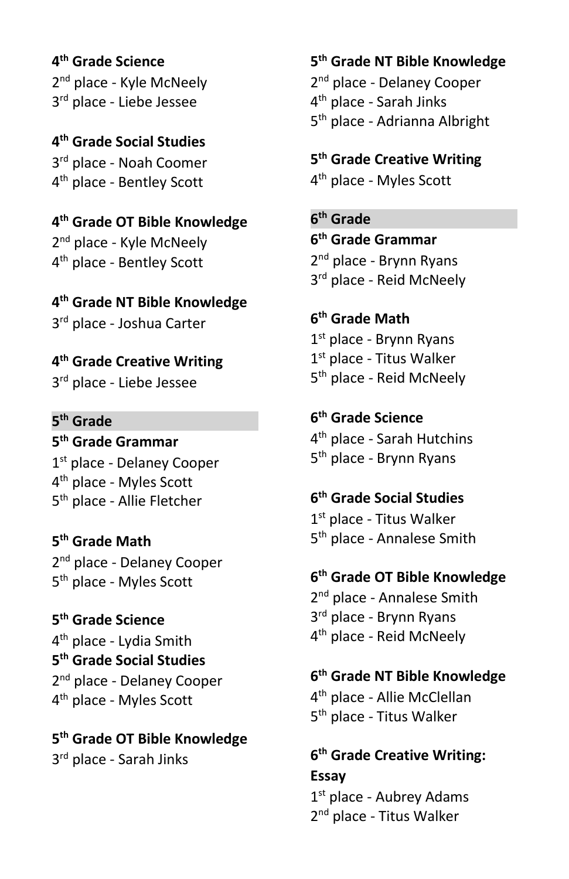**4th Grade Science**
2nd place - Kyle McNeely
3rd place - Liebe Jessee

**4th Grade Social Studies**
3rd place - Noah Coomer
4th place - Bentley Scott

**4th Grade OT Bible Knowledge**
2nd place - Kyle McNeely
4th place - Bentley Scott

**4th Grade NT Bible Knowledge**
3rd place - Joshua Carter

**4th Grade Creative Writing**
3rd place - Liebe Jessee

## 5th Grade

**5th Grade Grammar**
1st place - Delaney Cooper
4th place - Myles Scott
5th place - Allie Fletcher

**5th Grade Math**
2nd place - Delaney Cooper
5th place - Myles Scott

**5th Grade Science**
4th place - Lydia Smith

**5th Grade Social Studies**
2nd place - Delaney Cooper
4th place - Myles Scott

**5th Grade OT Bible Knowledge**
3rd place - Sarah Jinks

**5th Grade NT Bible Knowledge**
2nd place - Delaney Cooper
4th place - Sarah Jinks
5th place - Adrianna Albright

**5th Grade Creative Writing**
4th place - Myles Scott

## 6th Grade

**6th Grade Grammar**
2nd place - Brynn Ryans
3rd place - Reid McNeely

**6th Grade Math**
1st place - Brynn Ryans
1st place - Titus Walker
5th place - Reid McNeely

**6th Grade Science**
4th place - Sarah Hutchins
5th place - Brynn Ryans

**6th Grade Social Studies**
1st place - Titus Walker
5th place - Annalese Smith

**6th Grade OT Bible Knowledge**
2nd place - Annalese Smith
3rd place - Brynn Ryans
4th place - Reid McNeely

**6th Grade NT Bible Knowledge**
4th place - Allie McClellan
5th place - Titus Walker

**6th Grade Creative Writing: Essay**
1st place - Aubrey Adams
2nd place - Titus Walker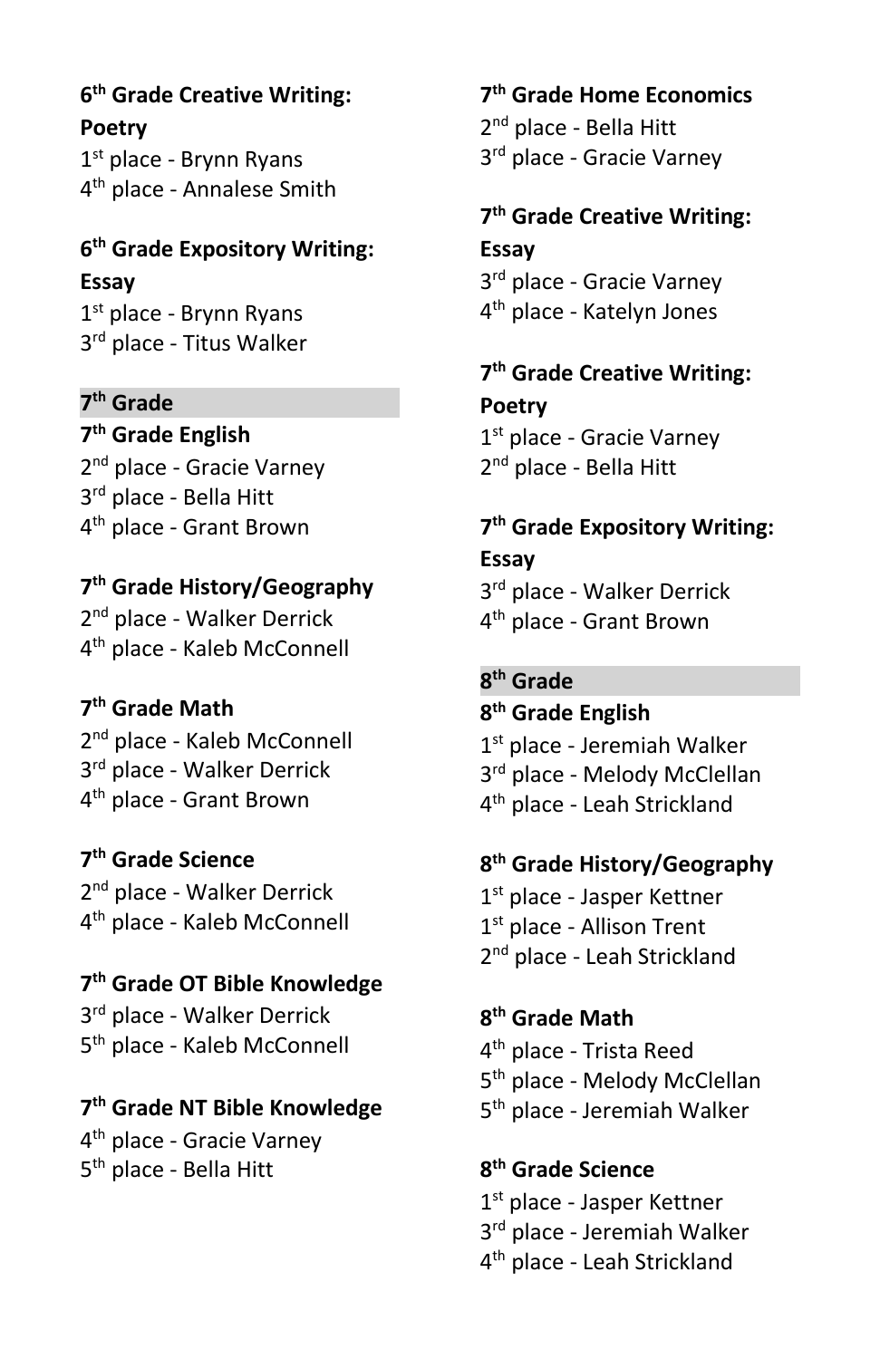**6th Grade Creative Writing: Poetry**
1st place - Brynn Ryans
4th place - Annalese Smith

**6th Grade Expository Writing: Essay**
1st place - Brynn Ryans
3rd place - Titus Walker

## 7th Grade

**7th Grade English**
2nd place - Gracie Varney
3rd place - Bella Hitt
4th place - Grant Brown

**7th Grade History/Geography**
2nd place - Walker Derrick
4th place - Kaleb McConnell

**7th Grade Math**
2nd place - Kaleb McConnell
3rd place - Walker Derrick
4th place - Grant Brown

**7th Grade Science**
2nd place - Walker Derrick
4th place - Kaleb McConnell

**7th Grade OT Bible Knowledge**
3rd place - Walker Derrick
5th place - Kaleb McConnell

**7th Grade NT Bible Knowledge**
4th place - Gracie Varney
5th place - Bella Hitt

**7th Grade Home Economics**
2nd place - Bella Hitt
3rd place - Gracie Varney

**7th Grade Creative Writing: Essay**
3rd place - Gracie Varney
4th place - Katelyn Jones

**7th Grade Creative Writing: Poetry**
1st place - Gracie Varney
2nd place - Bella Hitt

**7th Grade Expository Writing: Essay**
3rd place - Walker Derrick
4th place - Grant Brown

## 8th Grade

**8th Grade English**
1st place - Jeremiah Walker
3rd place - Melody McClellan
4th place - Leah Strickland

**8th Grade History/Geography**
1st place - Jasper Kettner
1st place - Allison Trent
2nd place - Leah Strickland

**8th Grade Math**
4th place - Trista Reed
5th place - Melody McClellan
5th place - Jeremiah Walker

**8th Grade Science**
1st place - Jasper Kettner
3rd place - Jeremiah Walker
4th place - Leah Strickland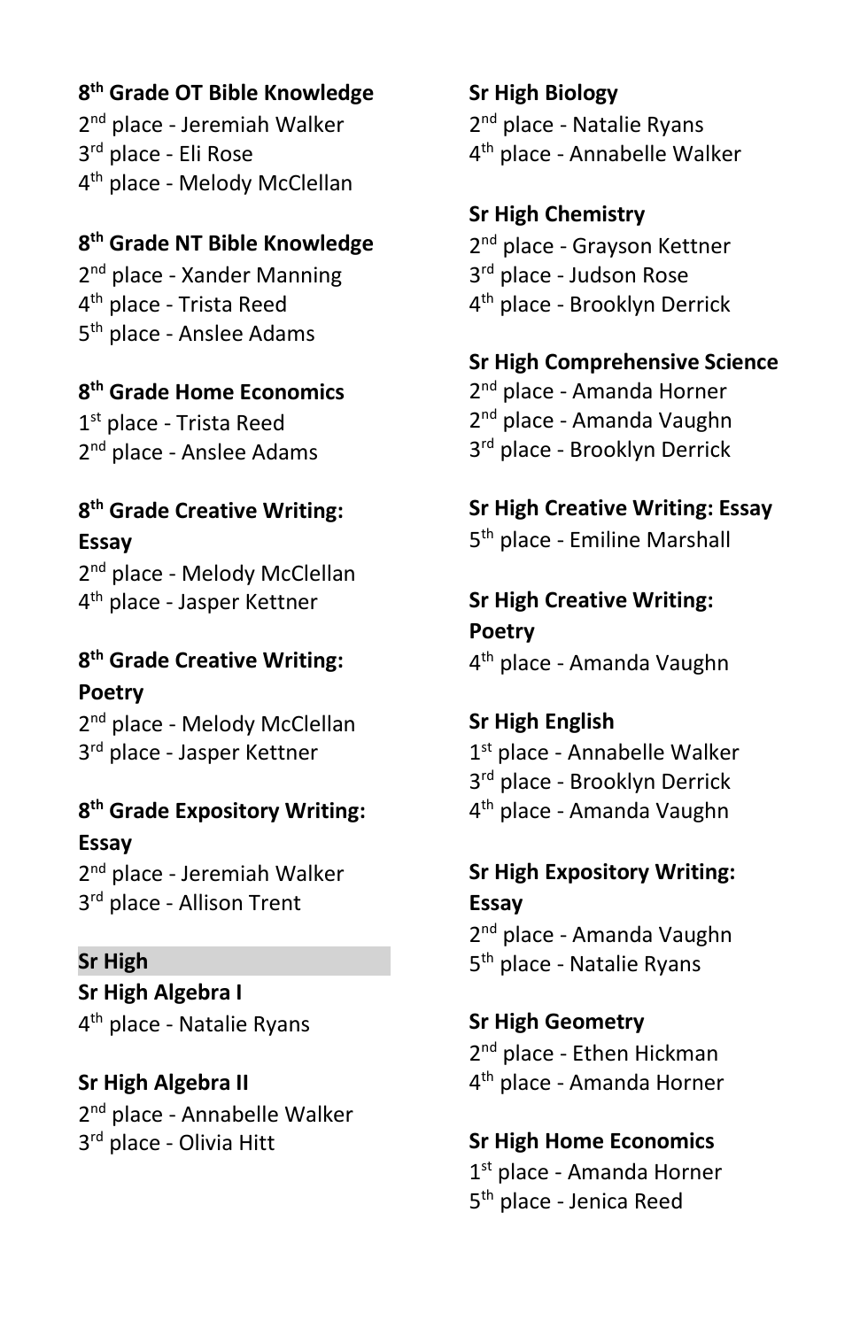**8th Grade OT Bible Knowledge**

2nd place - Jeremiah Walker
3rd place - Eli Rose
4th place - Melody McClellan

**8th Grade NT Bible Knowledge**

2nd place - Xander Manning
4th place - Trista Reed
5th place - Anslee Adams

**8th Grade Home Economics**

1st place - Trista Reed
2nd place - Anslee Adams

**8th Grade Creative Writing: Essay**

2nd place - Melody McClellan
4th place - Jasper Kettner

**8th Grade Creative Writing: Poetry**

2nd place - Melody McClellan
3rd place - Jasper Kettner

**8th Grade Expository Writing: Essay**

2nd place - Jeremiah Walker
3rd place - Allison Trent

## Sr High

**Sr High Algebra I**

4th place - Natalie Ryans

**Sr High Algebra II**

2nd place - Annabelle Walker
3rd place - Olivia Hitt

**Sr High Biology**

2nd place - Natalie Ryans
4th place - Annabelle Walker

**Sr High Chemistry**

2nd place - Grayson Kettner
3rd place - Judson Rose
4th place - Brooklyn Derrick

**Sr High Comprehensive Science**

2nd place - Amanda Horner
2nd place - Amanda Vaughn
3rd place - Brooklyn Derrick

**Sr High Creative Writing: Essay**

5th place - Emiline Marshall

**Sr High Creative Writing: Poetry**

4th place - Amanda Vaughn

**Sr High English**

1st place - Annabelle Walker
3rd place - Brooklyn Derrick
4th place - Amanda Vaughn

**Sr High Expository Writing: Essay**

2nd place - Amanda Vaughn
5th place - Natalie Ryans

**Sr High Geometry**

2nd place - Ethen Hickman
4th place - Amanda Horner

**Sr High Home Economics**

1st place - Amanda Horner
5th place - Jenica Reed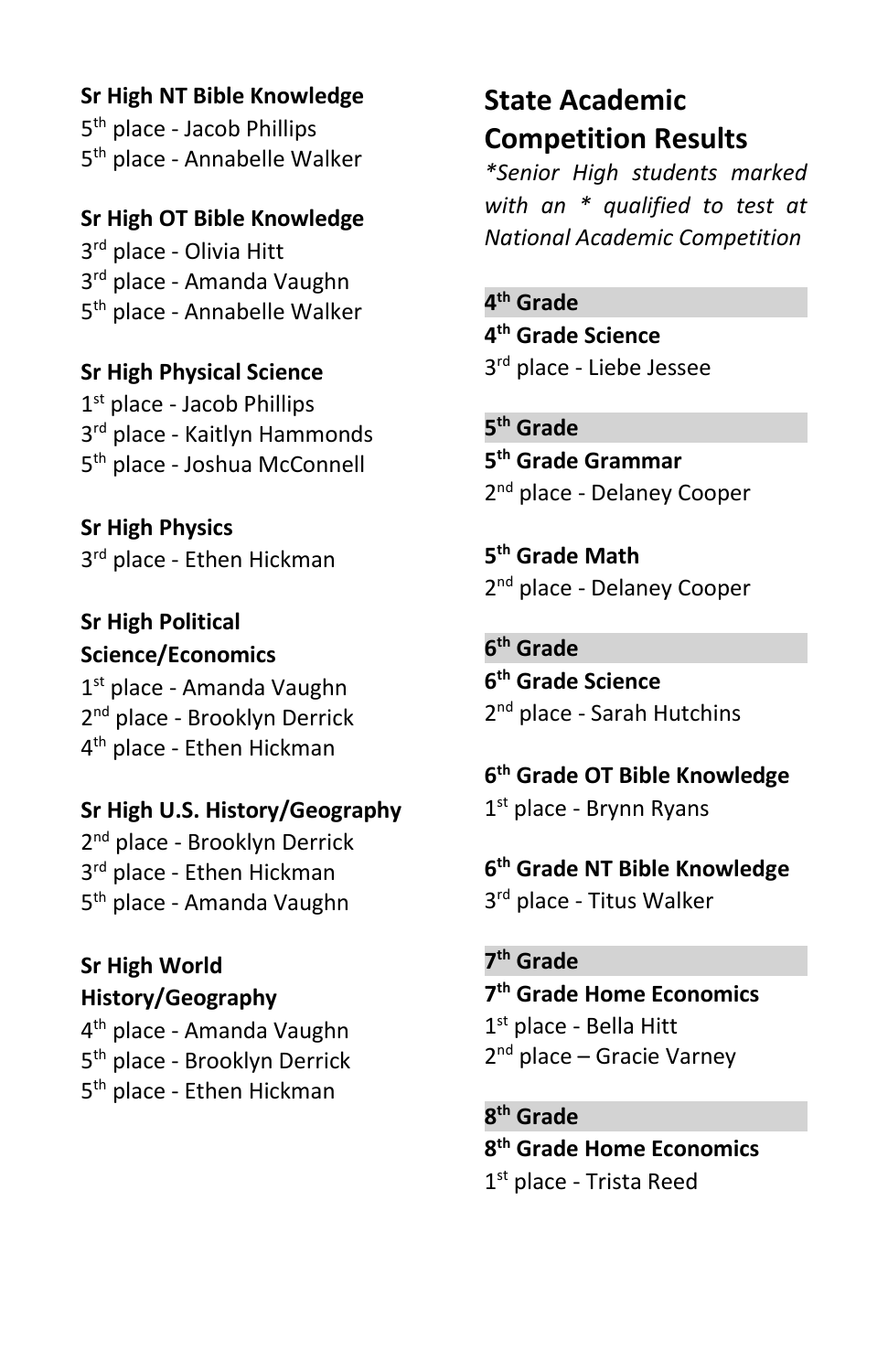**Sr High NT Bible Knowledge**
5th place - Jacob Phillips
5th place - Annabelle Walker

**Sr High OT Bible Knowledge**
3rd place - Olivia Hitt
3rd place - Amanda Vaughn
5th place - Annabelle Walker

**Sr High Physical Science**
1st place - Jacob Phillips
3rd place - Kaitlyn Hammonds
5th place - Joshua McConnell

**Sr High Physics**
3rd place - Ethen Hickman

**Sr High Political Science/Economics**
1st place - Amanda Vaughn
2nd place - Brooklyn Derrick
4th place - Ethen Hickman

**Sr High U.S. History/Geography**
2nd place - Brooklyn Derrick
3rd place - Ethen Hickman
5th place - Amanda Vaughn

**Sr High World History/Geography**
4th place - Amanda Vaughn
5th place - Brooklyn Derrick
5th place - Ethen Hickman

## State Academic Competition Results

*\*Senior High students marked with an \* qualified to test at National Academic Competition*

### 4th Grade

**4th Grade Science**
3rd place - Liebe Jessee

### 5th Grade

**5th Grade Grammar**
2nd place - Delaney Cooper

**5th Grade Math**
2nd place - Delaney Cooper

### 6th Grade

**6th Grade Science**
2nd place - Sarah Hutchins

**6th Grade OT Bible Knowledge**
1st place - Brynn Ryans

**6th Grade NT Bible Knowledge**
3rd place - Titus Walker

### 7th Grade

**7th Grade Home Economics**
1st place - Bella Hitt
2nd place – Gracie Varney

### 8th Grade

**8th Grade Home Economics**
1st place - Trista Reed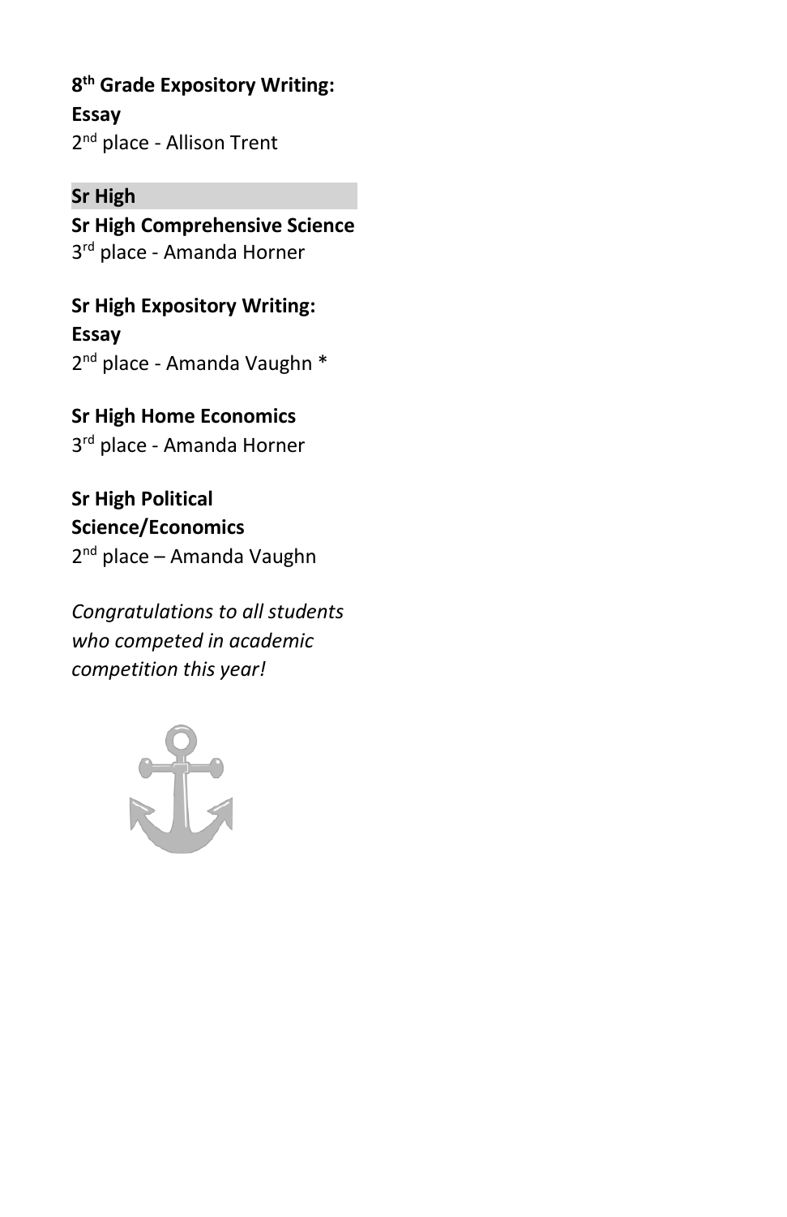**8th Grade Expository Writing: Essay**
2nd place - Allison Trent

## Sr High

**Sr High Comprehensive Science**
3rd place - Amanda Horner

**Sr High Expository Writing: Essay**
2nd place - Amanda Vaughn *

**Sr High Home Economics**
3rd place - Amanda Horner

**Sr High Political Science/Economics**
2nd place – Amanda Vaughn

*Congratulations to all students who competed in academic competition this year!*